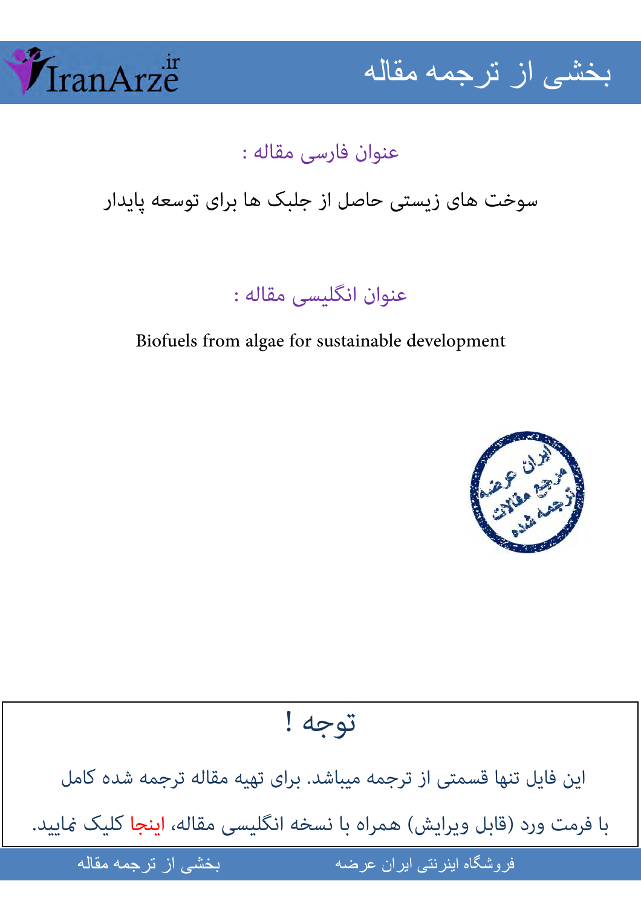# بخشی از ترجمه مقاله

## عنوان فارسی مقاله :

سوخت های زیستی حاصل از جلبک ها برای توسعه پایدار

## عنوان انگلیسی مقاله :

Biofuels from algae for sustainable development

## توجه !

این فایل تنها قسمتی از ترجمه میباشد. برای تهیه مقاله ترجمه شده کامل

با فرمت ورد (قابل ویرایش) همراه با نسخه انگلیسی مقاله، اینجا کلیک نمایید.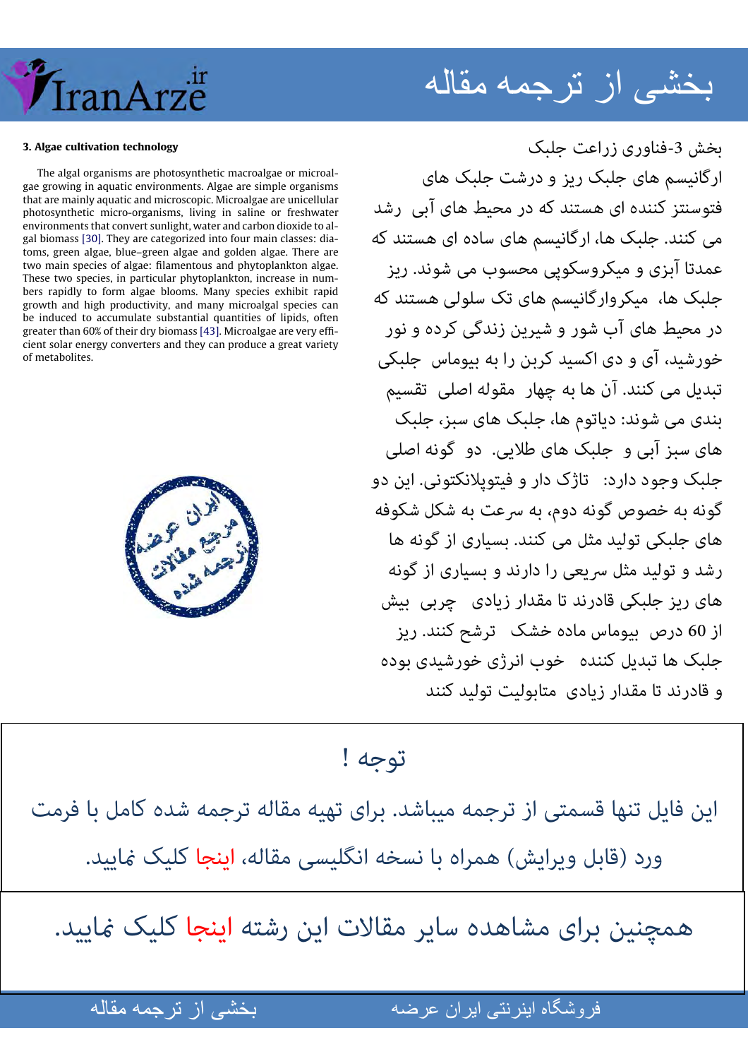# بخشی از ترجمه مقاله

### 3. Algae cultivation technology

The algal organisms are photosynthetic macroalgae or microalgae growing in aquatic environments. Algae are simple organisms that are mainly aquatic and microscopic. Microalgae are unicellular photosynthetic micro-organisms, living in saline or freshwater environments that convert sunlight, water and carbon dioxide to algal biomass [30]. They are categorized into four main classes: diatoms, green algae, blue–green algae and golden algae. There are two main species of algae: filamentous and phytoplankton algae. These two species, in particular phytoplankton, increase in numbers rapidly to form algae blooms. Many species exhibit rapid growth and high productivity, and many microalgal species can be induced to accumulate substantial quantities of lipids, often greater than 60% of their dry biomass [43]. Microalgae are very efficient solar energy converters and they can produce a great variety of metabolites.

بخش 3-فناوری زراعت جلبک

ارگانیسم های جلبک ریز و درشت جلبک های فتوسنتز کننده ای هستند که در محیط های آبی رشد می کنند. جلبک ها، ارگانیسم های ساده ای هستند که عمدتا آبزی و میکروسکوپی محسوب می شوند. ریز جلبک ها، میکروارگانیسم های تک سلولی هستند که در محیط های آب شور و شیرین زندگی کرده و نور خورشید، آب و دی اکسید کربن را به بیوماس جلبکی تبدیل می کنند. آن ها به چهار مقوله اصلی تقسیم بندی می شوند: دیاتوم ها، جلبک های سبز، جلبک های سبز آبی و جلبک های طلایی. دو گونه اصلی جلبک وجود دارد: تاژک دار و فیتوپلانکتونی. این دو گونه به خصوص گونه دوم، به سرعت به شکل شکوفه های جلبکی تولید مثل می کنند. بسیاری از گونه ها رشد و تولید مثل سریعی را دارند و بسیاری از گونه های ریز جلبکی قادرند تا مقدار زیادی چربی بیش از 60 درص بیوماس ماده خشک ترشح کنند. ریز جلبک ها تبدیل کننده خوب انرژی خورشیدی بوده و قادرند تا مقدار زیادی متابولیت تولید کنند

توجه !

این فایل تنها قسمتی از ترجمه میباشد. برای تهیه مقاله ترجمه شده کامل با فرمت ورد (قابل ویرایش) همراه با نسخه انگلیسی مقاله، اینجا کلیک نمایید.

همچنین برای مشاهده سایر مقالات این رشته اینجا کلیک نمایید.